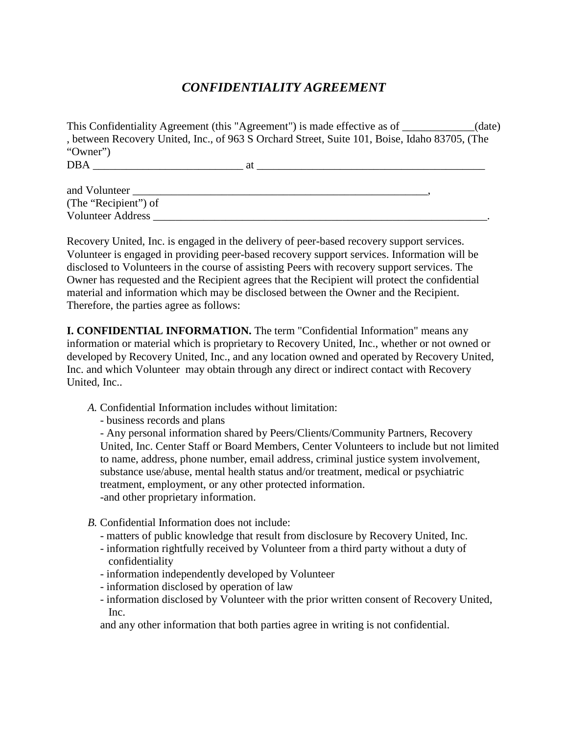# *CONFIDENTIALITY AGREEMENT*

This Confidentiality Agreement (this "Agreement") is made effective as of _____________(date) , between Recovery United, Inc., of 963 S Orchard Street, Suite 101, Boise, Idaho 83705, (The "Owner")
DBA ___________________________ at __________________________________________

and Volunteer ______________________________________________________,
(The "Recipient") of
Volunteer Address _____________________________________________________________.

Recovery United, Inc. is engaged in the delivery of peer-based recovery support services. Volunteer is engaged in providing peer-based recovery support services. Information will be disclosed to Volunteers in the course of assisting Peers with recovery support services. The Owner has requested and the Recipient agrees that the Recipient will protect the confidential material and information which may be disclosed between the Owner and the Recipient. Therefore, the parties agree as follows:

**I. CONFIDENTIAL INFORMATION.** The term "Confidential Information" means any information or material which is proprietary to Recovery United, Inc., whether or not owned or developed by Recovery United, Inc., and any location owned and operated by Recovery United, Inc. and which Volunteer may obtain through any direct or indirect contact with Recovery United, Inc..

*A.* Confidential Information includes without limitation:
- business records and plans
- Any personal information shared by Peers/Clients/Community Partners, Recovery United, Inc. Center Staff or Board Members, Center Volunteers to include but not limited to name, address, phone number, email address, criminal justice system involvement, substance use/abuse, mental health status and/or treatment, medical or psychiatric treatment, employment, or any other protected information.
- and other proprietary information.

*B.* Confidential Information does not include:
- matters of public knowledge that result from disclosure by Recovery United, Inc.
- information rightfully received by Volunteer from a third party without a duty of confidentiality
- information independently developed by Volunteer
- information disclosed by operation of law
- information disclosed by Volunteer with the prior written consent of Recovery United, Inc.

and any other information that both parties agree in writing is not confidential.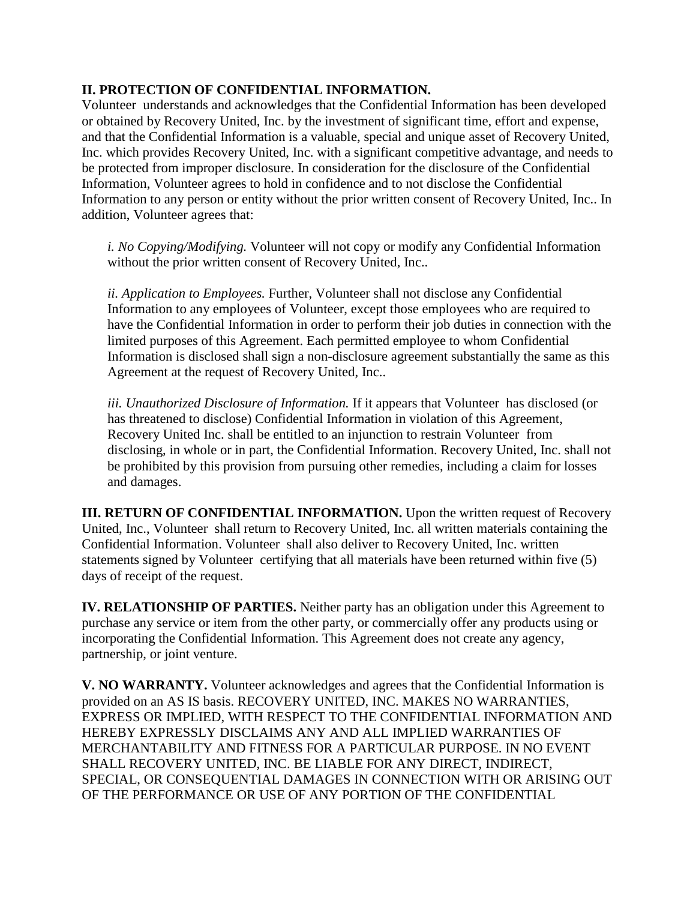**II. PROTECTION OF CONFIDENTIAL INFORMATION.**
Volunteer understands and acknowledges that the Confidential Information has been developed or obtained by Recovery United, Inc. by the investment of significant time, effort and expense, and that the Confidential Information is a valuable, special and unique asset of Recovery United, Inc. which provides Recovery United, Inc. with a significant competitive advantage, and needs to be protected from improper disclosure. In consideration for the disclosure of the Confidential Information, Volunteer agrees to hold in confidence and to not disclose the Confidential Information to any person or entity without the prior written consent of Recovery United, Inc.. In addition, Volunteer agrees that:

*i. No Copying/Modifying.* Volunteer will not copy or modify any Confidential Information without the prior written consent of Recovery United, Inc..

*ii. Application to Employees.* Further, Volunteer shall not disclose any Confidential Information to any employees of Volunteer, except those employees who are required to have the Confidential Information in order to perform their job duties in connection with the limited purposes of this Agreement. Each permitted employee to whom Confidential Information is disclosed shall sign a non-disclosure agreement substantially the same as this Agreement at the request of Recovery United, Inc..

*iii. Unauthorized Disclosure of Information.* If it appears that Volunteer has disclosed (or has threatened to disclose) Confidential Information in violation of this Agreement, Recovery United Inc. shall be entitled to an injunction to restrain Volunteer from disclosing, in whole or in part, the Confidential Information. Recovery United, Inc. shall not be prohibited by this provision from pursuing other remedies, including a claim for losses and damages.

**III. RETURN OF CONFIDENTIAL INFORMATION.** Upon the written request of Recovery United, Inc., Volunteer shall return to Recovery United, Inc. all written materials containing the Confidential Information. Volunteer shall also deliver to Recovery United, Inc. written statements signed by Volunteer certifying that all materials have been returned within five (5) days of receipt of the request.

**IV. RELATIONSHIP OF PARTIES.** Neither party has an obligation under this Agreement to purchase any service or item from the other party, or commercially offer any products using or incorporating the Confidential Information. This Agreement does not create any agency, partnership, or joint venture.

**V. NO WARRANTY.** Volunteer acknowledges and agrees that the Confidential Information is provided on an AS IS basis. RECOVERY UNITED, INC. MAKES NO WARRANTIES, EXPRESS OR IMPLIED, WITH RESPECT TO THE CONFIDENTIAL INFORMATION AND HEREBY EXPRESSLY DISCLAIMS ANY AND ALL IMPLIED WARRANTIES OF MERCHANTABILITY AND FITNESS FOR A PARTICULAR PURPOSE. IN NO EVENT SHALL RECOVERY UNITED, INC. BE LIABLE FOR ANY DIRECT, INDIRECT, SPECIAL, OR CONSEQUENTIAL DAMAGES IN CONNECTION WITH OR ARISING OUT OF THE PERFORMANCE OR USE OF ANY PORTION OF THE CONFIDENTIAL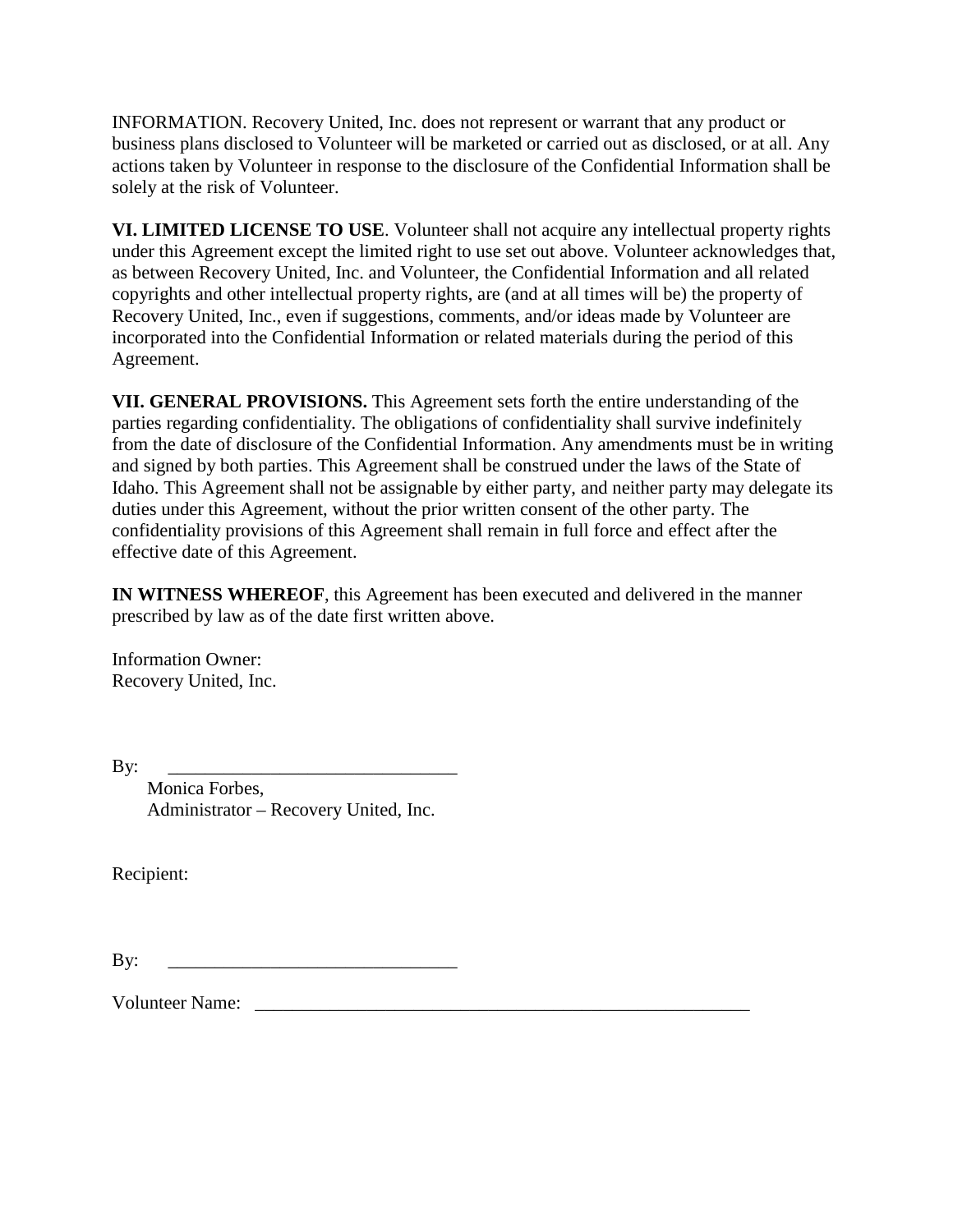INFORMATION. Recovery United, Inc. does not represent or warrant that any product or business plans disclosed to Volunteer will be marketed or carried out as disclosed, or at all. Any actions taken by Volunteer in response to the disclosure of the Confidential Information shall be solely at the risk of Volunteer.

**VI. LIMITED LICENSE TO USE**. Volunteer shall not acquire any intellectual property rights under this Agreement except the limited right to use set out above. Volunteer acknowledges that, as between Recovery United, Inc. and Volunteer, the Confidential Information and all related copyrights and other intellectual property rights, are (and at all times will be) the property of Recovery United, Inc., even if suggestions, comments, and/or ideas made by Volunteer are incorporated into the Confidential Information or related materials during the period of this Agreement.

**VII. GENERAL PROVISIONS.** This Agreement sets forth the entire understanding of the parties regarding confidentiality. The obligations of confidentiality shall survive indefinitely from the date of disclosure of the Confidential Information. Any amendments must be in writing and signed by both parties. This Agreement shall be construed under the laws of the State of Idaho. This Agreement shall not be assignable by either party, and neither party may delegate its duties under this Agreement, without the prior written consent of the other party. The confidentiality provisions of this Agreement shall remain in full force and effect after the effective date of this Agreement.

**IN WITNESS WHEREOF**, this Agreement has been executed and delivered in the manner prescribed by law as of the date first written above.

Information Owner:
Recovery United, Inc.

By: \_\_\_\_\_\_\_\_\_\_\_\_\_\_\_\_\_\_\_\_\_\_\_\_\_\_\_\_\_\_\_
Monica Forbes,
Administrator – Recovery United, Inc.

Recipient:

By: \_\_\_\_\_\_\_\_\_\_\_\_\_\_\_\_\_\_\_\_\_\_\_\_\_\_\_\_\_\_\_

Volunteer Name: \_\_\_\_\_\_\_\_\_\_\_\_\_\_\_\_\_\_\_\_\_\_\_\_\_\_\_\_\_\_\_\_\_\_\_\_\_\_\_\_\_\_\_\_\_\_\_\_\_\_\_